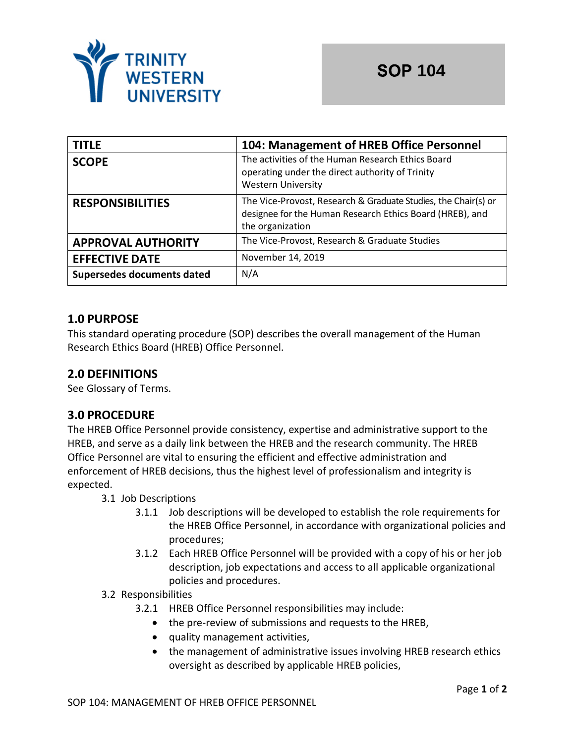TRINITY WESTERN UNIVERSITY

# SOP 104

| TITLE | 104: Management of HREB Office Personnel |
|---|---|
| SCOPE | The activities of the Human Research Ethics Board operating under the direct authority of Trinity Western University |
| RESPONSIBILITIES | The Vice-Provost, Research & Graduate Studies, the Chair(s) or designee for the Human Research Ethics Board (HREB), and the organization |
| APPROVAL AUTHORITY | The Vice-Provost, Research & Graduate Studies |
| EFFECTIVE DATE | November 14, 2019 |
| Supersedes documents dated | N/A |

## 1.0 PURPOSE

This standard operating procedure (SOP) describes the overall management of the Human Research Ethics Board (HREB) Office Personnel.

## 2.0 DEFINITIONS

See Glossary of Terms.

## 3.0 PROCEDURE

The HREB Office Personnel provide consistency, expertise and administrative support to the HREB, and serve as a daily link between the HREB and the research community. The HREB Office Personnel are vital to ensuring the efficient and effective administration and enforcement of HREB decisions, thus the highest level of professionalism and integrity is expected.

3.1 Job Descriptions

3.1.1 Job descriptions will be developed to establish the role requirements for the HREB Office Personnel, in accordance with organizational policies and procedures;

3.1.2 Each HREB Office Personnel will be provided with a copy of his or her job description, job expectations and access to all applicable organizational policies and procedures.

3.2 Responsibilities

3.2.1 HREB Office Personnel responsibilities may include:

- the pre-review of submissions and requests to the HREB,
- quality management activities,
- the management of administrative issues involving HREB research ethics oversight as described by applicable HREB policies,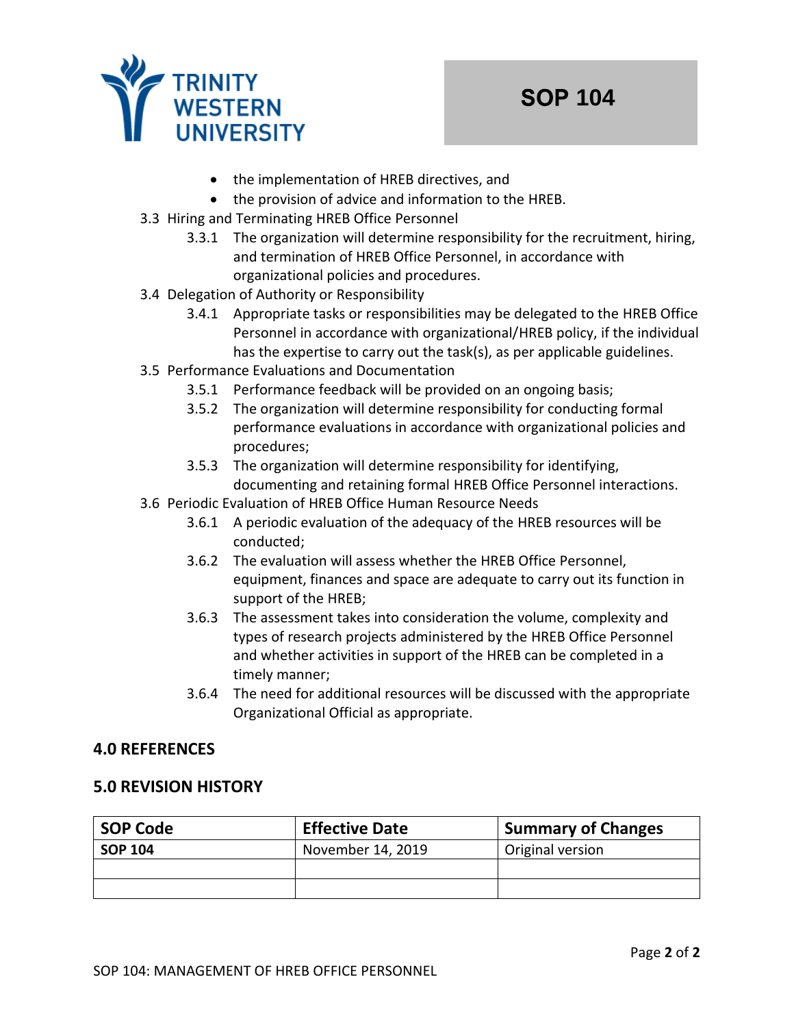- the implementation of HREB directives, and
- the provision of advice and information to the HREB.

3.3 Hiring and Terminating HREB Office Personnel

3.3.1 The organization will determine responsibility for the recruitment, hiring, and termination of HREB Office Personnel, in accordance with organizational policies and procedures.

3.4 Delegation of Authority or Responsibility

3.4.1 Appropriate tasks or responsibilities may be delegated to the HREB Office Personnel in accordance with organizational/HREB policy, if the individual has the expertise to carry out the task(s), as per applicable guidelines.

3.5 Performance Evaluations and Documentation

3.5.1 Performance feedback will be provided on an ongoing basis;

3.5.2 The organization will determine responsibility for conducting formal performance evaluations in accordance with organizational policies and procedures;

3.5.3 The organization will determine responsibility for identifying, documenting and retaining formal HREB Office Personnel interactions.

3.6 Periodic Evaluation of HREB Office Human Resource Needs

3.6.1 A periodic evaluation of the adequacy of the HREB resources will be conducted;

3.6.2 The evaluation will assess whether the HREB Office Personnel, equipment, finances and space are adequate to carry out its function in support of the HREB;

3.6.3 The assessment takes into consideration the volume, complexity and types of research projects administered by the HREB Office Personnel and whether activities in support of the HREB can be completed in a timely manner;

3.6.4 The need for additional resources will be discussed with the appropriate Organizational Official as appropriate.

## 4.0 REFERENCES

## 5.0 REVISION HISTORY

| SOP Code | Effective Date | Summary of Changes |
|---|---|---|
| **SOP 104** | November 14, 2019 | Original version |
| | | |
| | | |